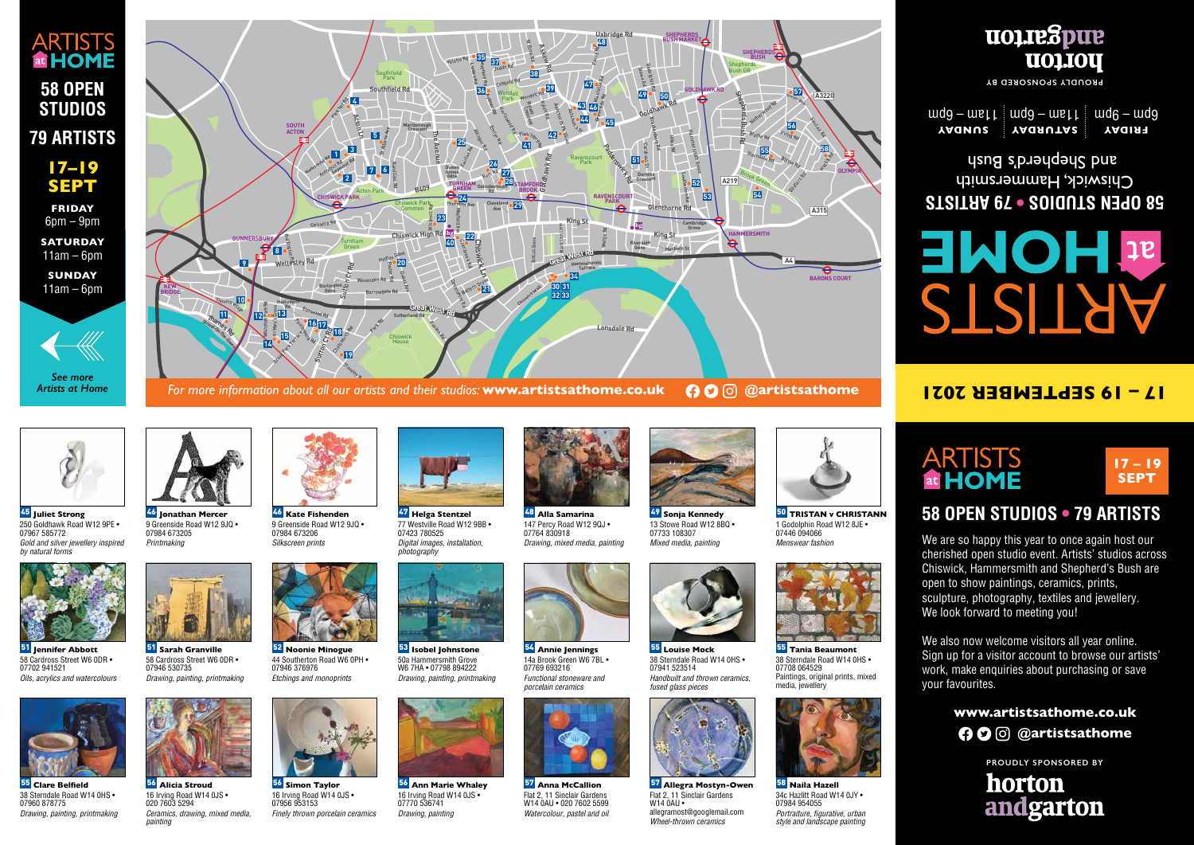# ARTISTS at HOME

## 58 OPEN STUDIOS
## 79 ARTISTS

**17–19 SEPT**

**FRIDAY**
6pm – 9pm

**SATURDAY**
11am – 6pm

**SUNDAY**
11am – 6pm

*See more Artists at Home*

*For more information about all our artists and their studios:* **www.artistsathome.co.uk** **@artistsathome**

**45 Juliet Strong**
250 Goldhawk Road W12 9PE • 07967 585772
*Gold and silver jewellery inspired by natural forms*

**46 Jonathan Mercer**
9 Greenside Road W12 9JQ • 07984 673205
*Printmaking*

**46 Kate Fishenden**
9 Greenside Road W12 9JQ • 07984 673206
*Silkscreen prints*

**47 Helga Stentzel**
77 Westville Road W12 9BB • 07423 780525
*Digital images, installation, photography*

**48 Alla Samarina**
147 Percy Road W12 9QJ • 07764 830918
*Drawing, mixed media, painting*

**49 Sonja Kennedy**
13 Stowe Road W12 8BQ • 07733 108307
*Mixed media, painting*

**50 TRISTAN v CHRISTANN**
1 Godolphin Road W12 8JE • 07446 094066
*Menswear fashion*

**51 Jennifer Abbott**
58 Cardross Street W6 0DR • 07702 941521
*Oils, acrylics and watercolours*

**51 Sarah Granville**
58 Cardross Street W6 0DR • 07984 530735
*Drawing, painting, printmaking*

**52 Noonie Minogue**
44 Southerton Road W6 0PH • 07946 376976
*Etchings and monoprints*

**53 Isobel Johnstone**
50a Hammersmith Grove W6 7HA • 07798 894222
*Drawing, painting, printmaking*

**54 Annie Jennings**
14a Brook Green W6 7BL • 07769 693216
*Functional stoneware and porcelain ceramics*

**55 Louise Mock**
38 Sterndale Road W14 0HS • 07941 523514
*Handbuilt and thrown ceramics, fused glass pieces*

**55 Tania Beaumont**
38 Sterndale Road W14 0HS • 07708 064529
*Paintings, original prints, mixed media, jewellery*

**55 Clare Belfield**
38 Sterndale Road W14 0HS • 07960 878775
*Drawing, painting, printmaking*

**56 Alicia Stroud**
16 Irving Road W14 0JS • 020 7603 5294
*Ceramics, drawing, mixed media, painting*

**56 Simon Taylor**
16 Irving Road W14 0JS • 07956 953153
*Finely thrown porcelain ceramics*

**56 Ann Marie Whaley**
16 Irving Road W14 0JS • 07770 536741
*Drawing, painting*

**57 Anna McCallion**
Flat 2, 11 Sinclair Gardens W14 0AU • 020 7602 5599
*Watercolour, pastel and oil*

**57 Allegra Mostyn-Owen**
Flat 2, 11 Sinclair Gardens W14 0AU • allegramost@googlemail.com
*Wheel-thrown ceramics*

**58 Naila Hazell**
34c Hazlitt Road W14 0JY • 07984 954055
*Portraiture, figurative, urban style and landscape painting*

PROUDLY SPONSORED BY
horton andgarton

# ARTISTS at HOME

## 58 OPEN STUDIOS • 79 ARTISTS

Chiswick, Hammersmith and Shepherd's Bush

| FRIDAY | SATURDAY | SUNDAY |
| --- | --- | --- |
| 6pm – 9pm | 11am – 6pm | 11am – 6pm |

**17 – 19 SEPTEMBER 2021**

# ARTISTS at HOME 17 – 19 SEPT

## 58 OPEN STUDIOS • 79 ARTISTS

We are so happy this year to once again host our cherished open studio event. Artists' studios across Chiswick, Hammersmith and Shepherd's Bush are open to show paintings, ceramics, prints, sculpture, photography, textiles and jewellery. We look forward to meeting you!

We also now welcome visitors all year online. Sign up for a visitor account to browse our artists' work, make enquiries about purchasing or save your favourites.

**www.artistsathome.co.uk**
**@artistsathome**

PROUDLY SPONSORED BY
horton andgarton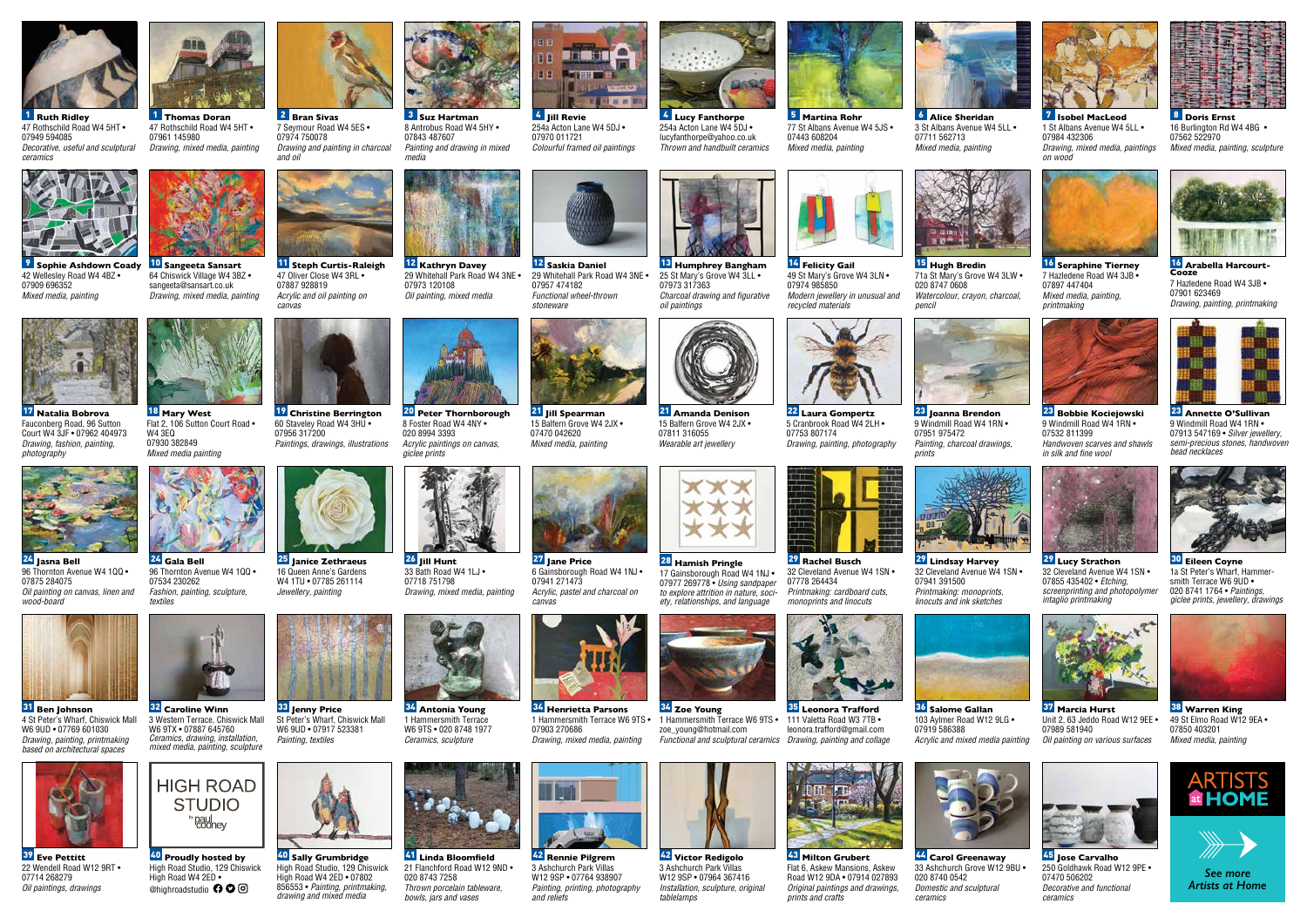**1 Ruth Ridley**
47 Rothschild Road W4 5HT • 07949 594085
*Decorative, useful and sculptural ceramics*

**1 Thomas Doran**
47 Rothschild Road W4 5HT • 07961 145980
*Drawing, mixed media, painting*

**2 Bran Sivas**
7 Seymour Road W4 5ES • 07974 750078
*Drawing and painting in charcoal and oil*

**3 Suz Hartman**
8 Antrobus Road W4 5HY • 07843 487607
*Painting and drawing in mixed media*

**4 Jill Revie**
254a Acton Lane W4 5DJ • 07970 011721
*Colourful framed oil paintings*

**4 Lucy Fanthorpe**
254a Acton Lane W4 5DJ • lucyfanthorpe@yahoo.co.uk
*Thrown and handbuilt ceramics*

**5 Martina Rohr**
77 St Albans Avenue W4 5JS • 07443 608204
*Mixed media, painting*

**6 Alice Sheridan**
3 St Albans Avenue W4 5LL • 07711 562713
*Mixed media, painting*

**7 Isobel MacLeod**
1 St Albans Avenue W4 5LL • 07984 432306
*Drawing, mixed media, paintings on wood*

**8 Doris Ernst**
16 Burlington Rd W4 4BG • 07562 522970
*Mixed media, painting, sculpture*

**9 Sophie Ashdown Coady**
42 Wellesley Road W4 4BZ • 07909 696352
*Mixed media, painting*

**10 Sangeeta Sansart**
64 Chiswick Village W4 3BZ • sangeeta@sansart.co.uk
*Drawing, mixed media, painting*

**11 Steph Curtis-Raleigh**
47 Oliver Close W4 3RL • 07887 928819
*Acrylic and oil painting on canvas*

**12 Kathryn Davey**
29 Whitehall Park Road W4 3NE • 07973 120108
*Oil painting, mixed media*

**12 Saskia Daniel**
29 Whitehall Park Road W4 3NE • 07957 474182
*Functional wheel-thrown stoneware*

**13 Humphrey Bangham**
25 St Mary's Grove W4 3LL • 07973 317363
*Charcoal drawing and figurative oil paintings*

**14 Felicity Gail**
49 St Mary's Grove W4 3LN • 07974 985850
*Modern jewellery in unusual and recycled materials*

**15 Hugh Bredin**
71a St Mary's Grove W4 3LW • 020 8747 0608
*Watercolour, crayon, charcoal, pencil*

**16 Seraphine Tierney**
7 Hazledene Road W4 3JB • 07897 447404
*Mixed media, painting, printmaking*

**16 Arabella Harcourt-Cooze**
7 Hazledene Road W4 3JB • 07901 623469
*Drawing, painting, printmaking*

**17 Natalia Bobrova**
Fauconberg Road, 96 Sutton Court W4 3JF • 07962 404973
*Drawing, fashion, painting, photography*

**18 Mary West**
Flat 2, 106 Sutton Court Road • W4 3EQ
07930 382849
*Mixed media painting*

**19 Christine Berrington**
60 Staveley Road W4 3HU • 07956 317200
*Paintings, drawings, illustrations*

**20 Peter Thornborough**
8 Foster Road W4 4NY • 020 8994 3393
*Acrylic paintings on canvas, giclee prints*

**21 Jill Spearman**
15 Balfern Grove W4 2JX • 07470 042620
*Mixed media, painting*

**21 Amanda Denison**
15 Balfern Grove W4 2JX • 07811 316055
*Wearable art jewellery*

**22 Laura Gompertz**
5 Cranbrook Road W4 2LH • 07753 807174
*Drawing, painting, photography*

**23 Joanna Brendon**
9 Windmill Road W4 1RN • 07951 975472
*Painting, charcoal drawings, prints*

**23 Bobbie Kociejowski**
9 Windmill Road W4 1RN • 07532 811399
*Handwoven scarves and shawls in silk and fine wool*

**23 Annette O'Sullivan**
9 Windmill Road W4 1RN • 07913 547169 • *Silver jewellery, semi-precious stones, handwoven bead necklaces*

**24 Jasna Bell**
96 Thornton Avenue W4 1QQ • 07875 284075
*Oil painting on canvas, linen and wood-board*

**24 Gala Bell**
96 Thornton Avenue W4 1QQ • 07534 230262
*Fashion, painting, sculpture, textiles*

**25 Janice Zethraeus**
16 Queen Anne's Gardens W4 1TU • 07785 261114
*Jewellery, painting*

**26 Jill Hunt**
33 Bath Road W4 1LJ • 07718 751798
*Drawing, mixed media, painting*

**27 Jane Price**
6 Gainsborough Road W4 1NJ • 07941 271473
*Acrylic, pastel and charcoal on canvas*

**28 Hamish Pringle**
17 Gainsborough Road W4 1NJ • 07977 269778 • *Using sandpaper to explore attrition in nature, society, relationships, and language*

**29 Rachel Busch**
32 Cleveland Avenue W4 1SN • 07778 264434
*Printmaking: cardboard cuts, monoprints and linocuts*

**29 Lindsay Harvey**
32 Cleveland Avenue W4 1SN • 07941 391500
*Printmaking: monoprints, linocuts and ink sketches*

**29 Lucy Strathon**
32 Cleveland Avenue W4 1SN • 07855 435402 • *Etching, screenprinting and photopolymer intaglio printmaking*

**30 Eileen Coyne**
1a St Peter's Wharf, Hammersmith Terrace W6 9UD • 020 8741 1764 • *Paintings, giclee prints, jewellery, drawings*

**31 Ben Johnson**
4 St Peter's Wharf, Chiswick Mall W6 9UD • 07769 601030
*Drawing, painting, printmaking based on architectural spaces*

**32 Caroline Winn**
3 Western Terrace, Chiswick Mall W6 9TX • 07887 645760
*Ceramics, drawing, installation, mixed media, painting, sculpture*

**33 Jenny Price**
St Peter's Wharf, Chiswick Mall W6 9UD • 07917 523381
*Painting, textiles*

**34 Antonia Young**
1 Hammersmith Terrace W6 9TS • 020 8748 1977
*Ceramics, sculpture*

**34 Henrietta Parsons**
1 Hammersmith Terrace W6 9TS • 07903 270686
*Drawing, mixed media, painting*

**34 Zoe Young**
1 Hammersmith Terrace W6 9TS • zoe_young@hotmail.com
*Functional and sculptural ceramics*

**35 Leonora Trafford**
111 Valetta Road W3 7TB • leonora.trafford@gmail.com
*Drawing, painting and collage*

**36 Salome Gallan**
103 Aylmer Road W12 9LG • 07919 586388
*Acrylic and mixed media painting*

**37 Marcia Hurst**
Unit 2, 63 Jeddo Road W12 9EE • 07989 581940
*Oil painting on various surfaces*

**38 Warren King**
49 St Elmo Road W12 9EA • 07850 403201
*Mixed media, painting*

**39 Eve Pettitt**
22 Wendell Road W12 9RT • 07714 268279
*Oil paintings, drawings*

**40 Proudly hosted by**
High Road Studio, 129 Chiswick High Road W4 2ED •
@highroadstudio

HIGH ROAD STUDIO by paul cooney

**40 Sally Grumbridge**
High Road Studio, 129 Chiswick High Road W4 2ED • 07802 856553 • *Painting, printmaking, drawing and mixed media*

**41 Linda Bloomfield**
21 Flanchford Road W12 9ND • 020 8743 7258
*Thrown porcelain tableware, bowls, jars and vases*

**42 Rennie Pilgrem**
3 Ashchurch Park Villas W12 9SP • 07764 938907
*Painting, printing, photography and reliefs*

**42 Victor Redigolo**
3 Ashchurch Park Villas W12 9SP • 07964 367416
*Installation, sculpture, original tablelamps*

**43 Milton Grubert**
Flat 6, Askew Mansions, Askew Road W12 9DA • 07914 027893
*Original paintings and drawings, prints and crafts*

**44 Carol Greenaway**
33 Ashchurch Grove W12 9BU • 020 8740 0542
*Domestic and sculptural ceramics*

**45 Jose Carvalho**
250 Goldhawk Road W12 9PE • 07470 506202
*Decorative and functional ceramics*

ARTISTS at HOME

*See more Artists at Home*